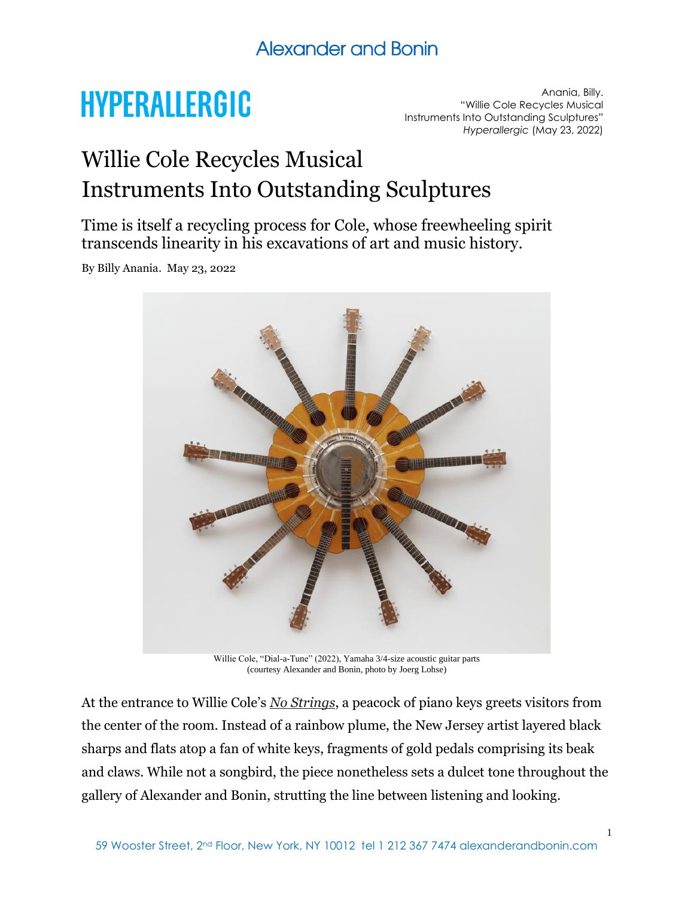Alexander and Bonin

HYPERALLERGIC

Anania, Billy.
"Willie Cole Recycles Musical Instruments Into Outstanding Sculptures"
*Hyperallergic* (May 23, 2022)

# Willie Cole Recycles Musical Instruments Into Outstanding Sculptures

## Time is itself a recycling process for Cole, whose freewheeling spirit transcends linearity in his excavations of art and music history.

By Billy Anania. May 23, 2022

Willie Cole, "Dial-a-Tune" (2022), Yamaha 3/4-size acoustic guitar parts (courtesy Alexander and Bonin, photo by Joerg Lohse)

At the entrance to Willie Cole's *No Strings*, a peacock of piano keys greets visitors from the center of the room. Instead of a rainbow plume, the New Jersey artist layered black sharps and flats atop a fan of white keys, fragments of gold pedals comprising its beak and claws. While not a songbird, the piece nonetheless sets a dulcet tone throughout the gallery of Alexander and Bonin, strutting the line between listening and looking.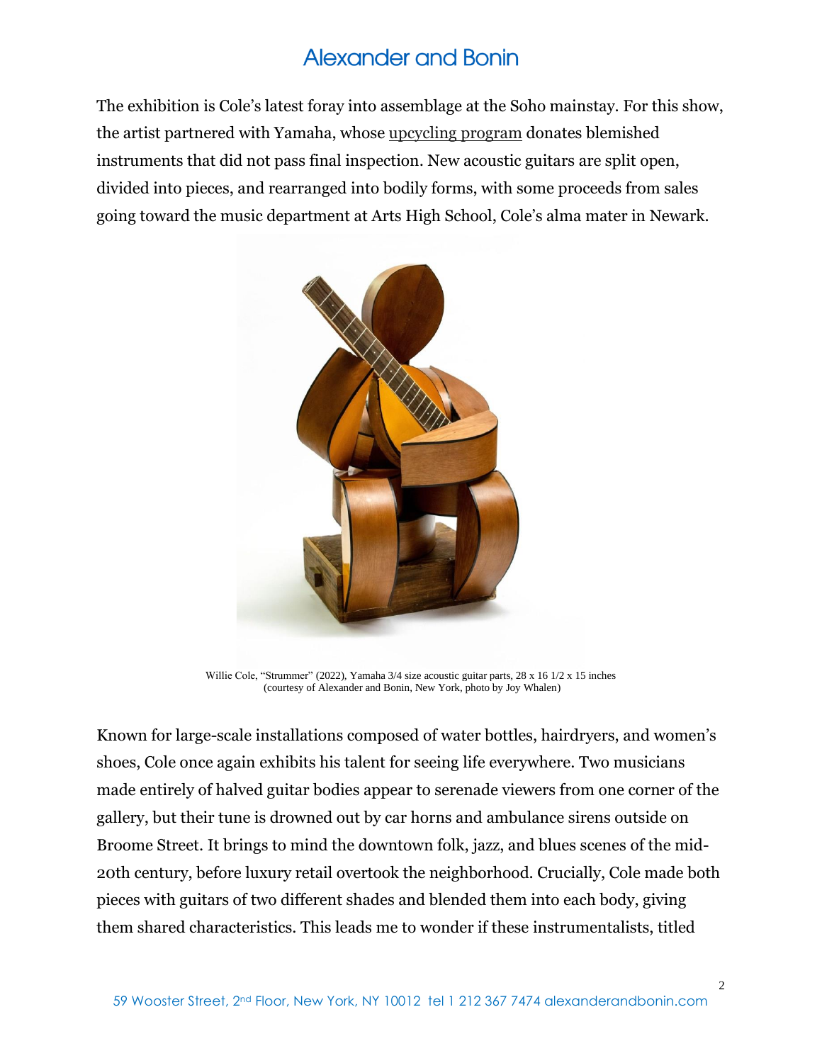The exhibition is Cole's latest foray into assemblage at the Soho mainstay. For this show, the artist partnered with Yamaha, whose upcycling program donates blemished instruments that did not pass final inspection. New acoustic guitars are split open, divided into pieces, and rearranged into bodily forms, with some proceeds from sales going toward the music department at Arts High School, Cole's alma mater in Newark.

Willie Cole, "Strummer" (2022), Yamaha 3/4 size acoustic guitar parts, 28 x 16 1/2 x 15 inches (courtesy of Alexander and Bonin, New York, photo by Joy Whalen)

Known for large-scale installations composed of water bottles, hairdryers, and women's shoes, Cole once again exhibits his talent for seeing life everywhere. Two musicians made entirely of halved guitar bodies appear to serenade viewers from one corner of the gallery, but their tune is drowned out by car horns and ambulance sirens outside on Broome Street. It brings to mind the downtown folk, jazz, and blues scenes of the mid-20th century, before luxury retail overtook the neighborhood. Crucially, Cole made both pieces with guitars of two different shades and blended them into each body, giving them shared characteristics. This leads me to wonder if these instrumentalists, titled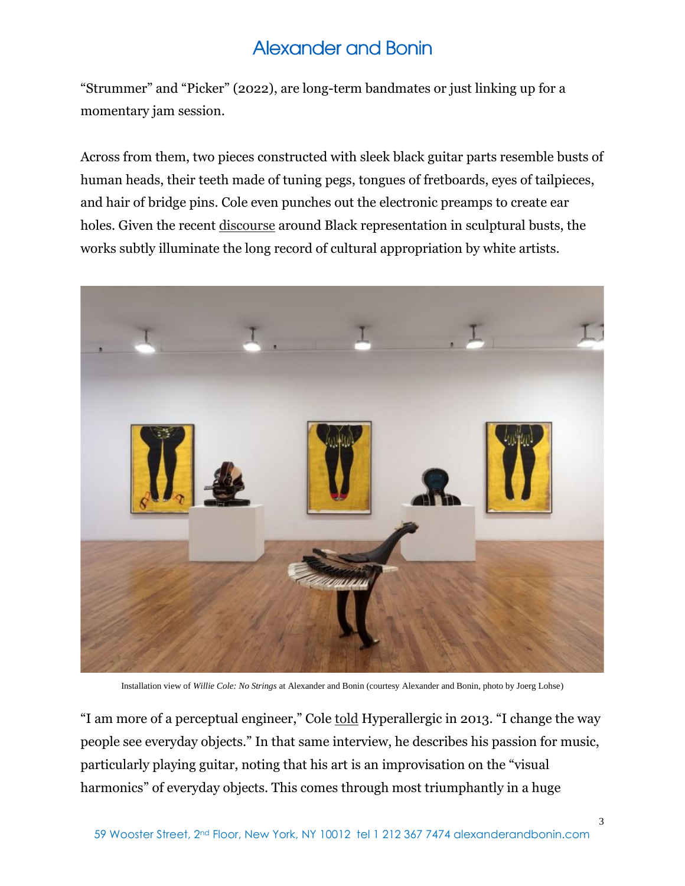"Strummer" and "Picker" (2022), are long-term bandmates or just linking up for a momentary jam session.

Across from them, two pieces constructed with sleek black guitar parts resemble busts of human heads, their teeth made of tuning pegs, tongues of fretboards, eyes of tailpieces, and hair of bridge pins. Cole even punches out the electronic preamps to create ear holes. Given the recent discourse around Black representation in sculptural busts, the works subtly illuminate the long record of cultural appropriation by white artists.

Installation view of *Willie Cole: No Strings* at Alexander and Bonin (courtesy Alexander and Bonin, photo by Joerg Lohse)

"I am more of a perceptual engineer," Cole told Hyperallergic in 2013. "I change the way people see everyday objects." In that same interview, he describes his passion for music, particularly playing guitar, noting that his art is an improvisation on the "visual harmonics" of everyday objects. This comes through most triumphantly in a huge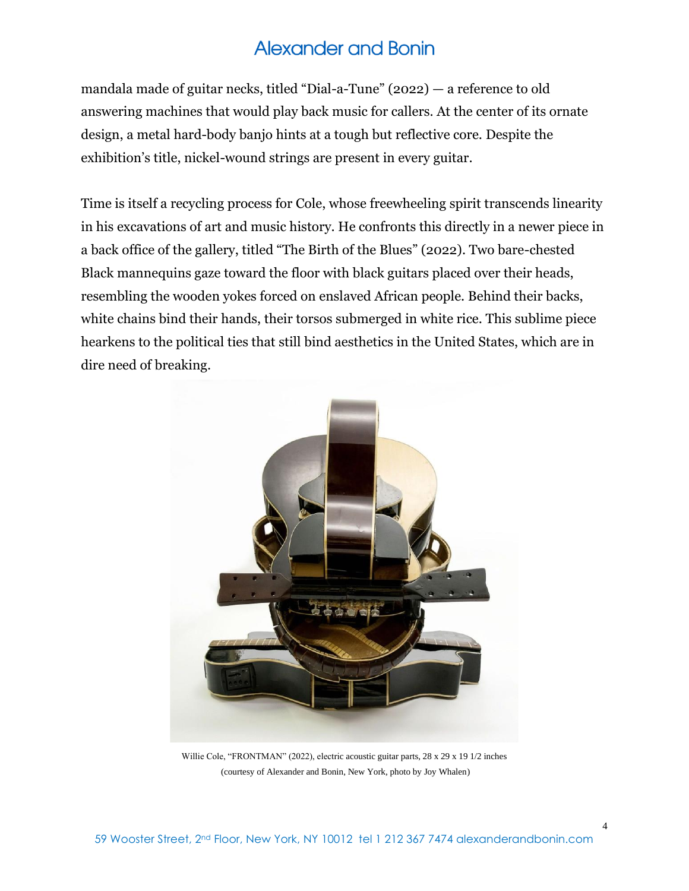mandala made of guitar necks, titled "Dial-a-Tune" (2022) — a reference to old answering machines that would play back music for callers. At the center of its ornate design, a metal hard-body banjo hints at a tough but reflective core. Despite the exhibition's title, nickel-wound strings are present in every guitar.

Time is itself a recycling process for Cole, whose freewheeling spirit transcends linearity in his excavations of art and music history. He confronts this directly in a newer piece in a back office of the gallery, titled "The Birth of the Blues" (2022). Two bare-chested Black mannequins gaze toward the floor with black guitars placed over their heads, resembling the wooden yokes forced on enslaved African people. Behind their backs, white chains bind their hands, their torsos submerged in white rice. This sublime piece hearkens to the political ties that still bind aesthetics in the United States, which are in dire need of breaking.

Willie Cole, "FRONTMAN" (2022), electric acoustic guitar parts, 28 x 29 x 19 1/2 inches (courtesy of Alexander and Bonin, New York, photo by Joy Whalen)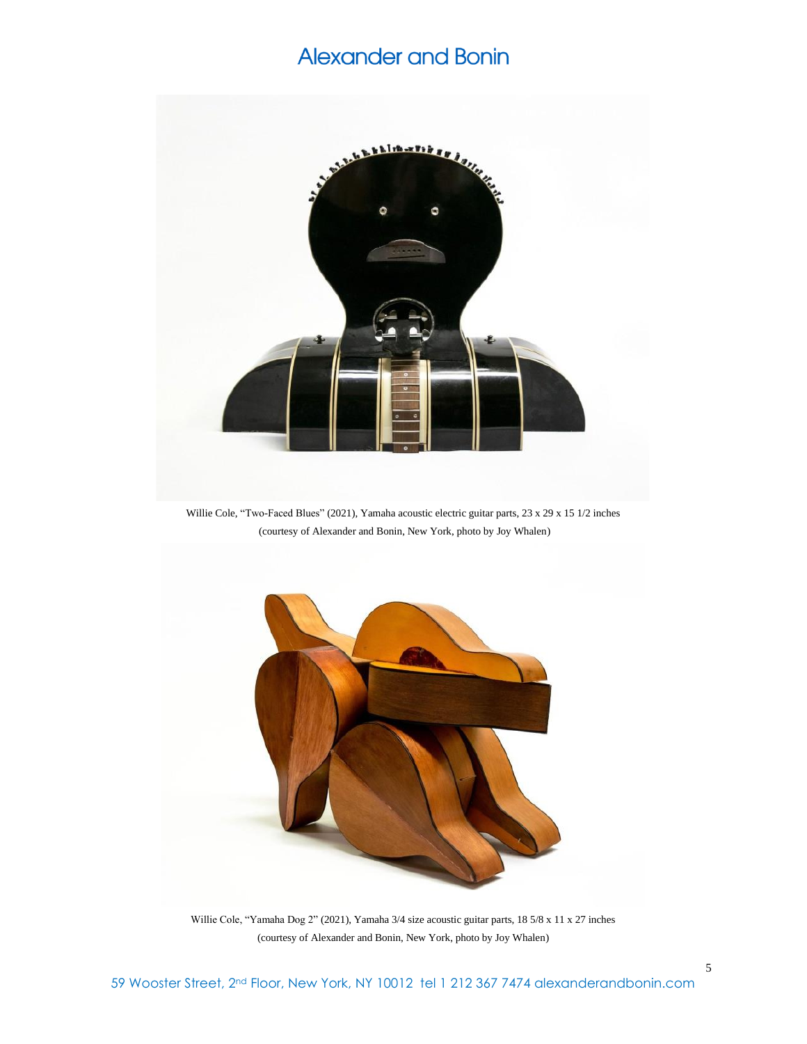Willie Cole, "Two-Faced Blues" (2021), Yamaha acoustic electric guitar parts, 23 x 29 x 15 1/2 inches (courtesy of Alexander and Bonin, New York, photo by Joy Whalen)

Willie Cole, "Yamaha Dog 2" (2021), Yamaha 3/4 size acoustic guitar parts, 18 5/8 x 11 x 27 inches (courtesy of Alexander and Bonin, New York, photo by Joy Whalen)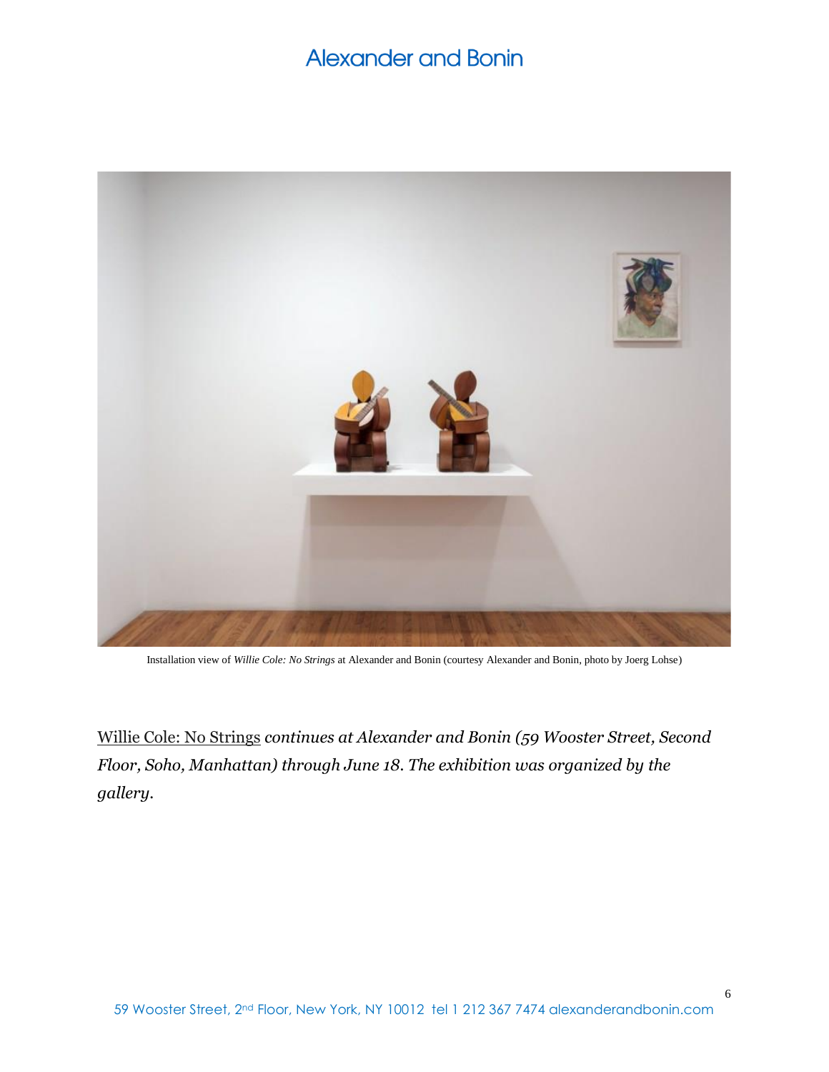Installation view of *Willie Cole: No Strings* at Alexander and Bonin (courtesy Alexander and Bonin, photo by Joerg Lohse)

Willie Cole: No Strings *continues at Alexander and Bonin (59 Wooster Street, Second Floor, Soho, Manhattan) through June 18. The exhibition was organized by the gallery.*